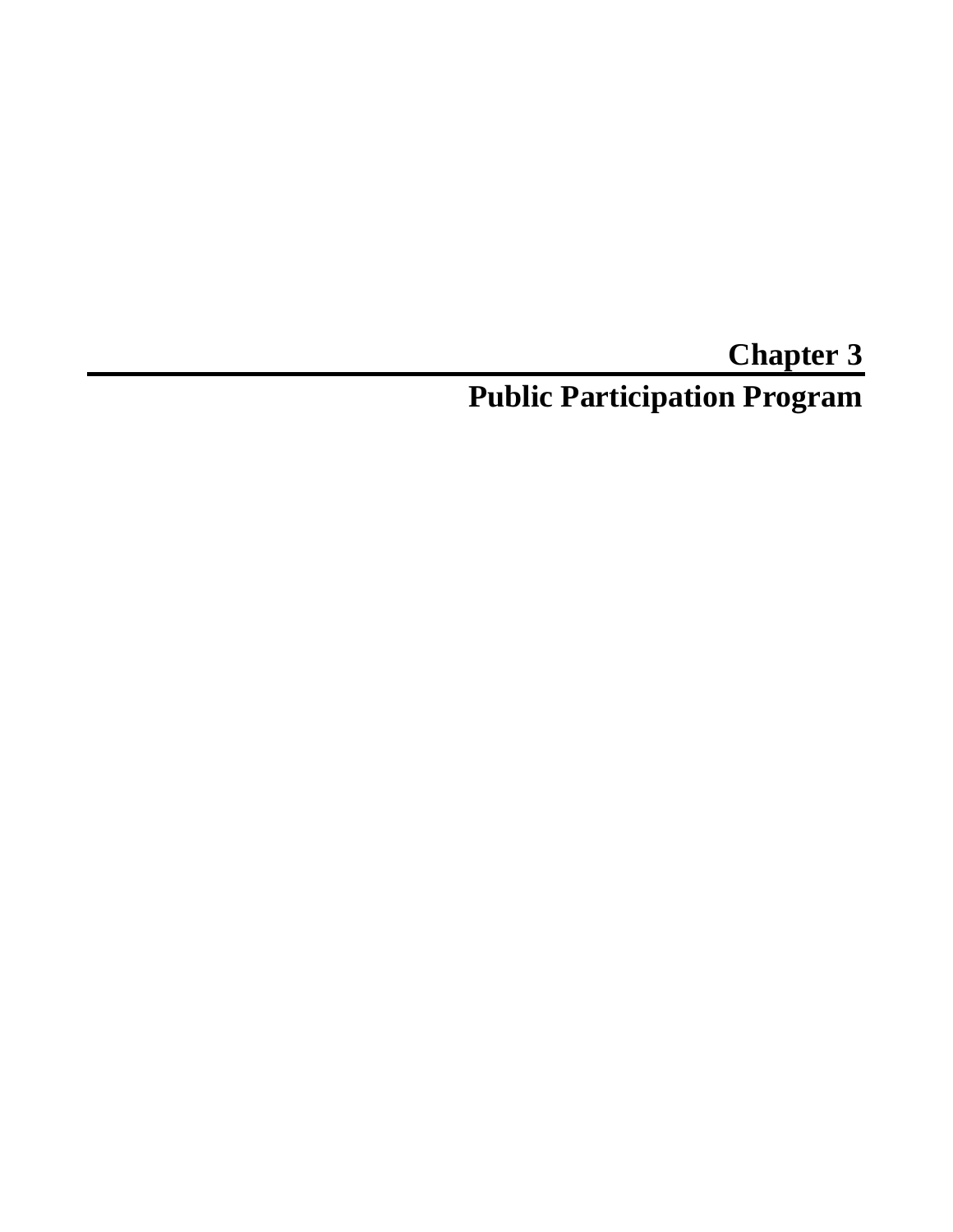# Chapter 3

# Public Participation Program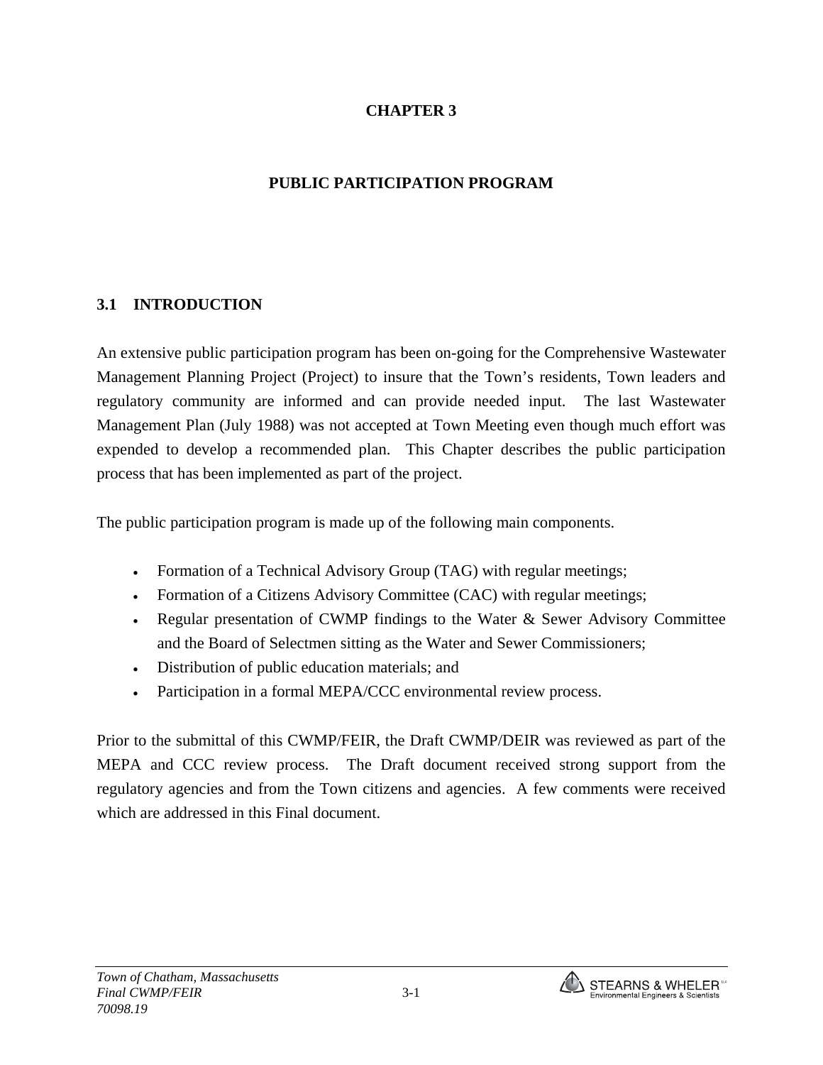# CHAPTER 3

# PUBLIC PARTICIPATION PROGRAM

## 3.1 INTRODUCTION

An extensive public participation program has been on-going for the Comprehensive Wastewater Management Planning Project (Project) to insure that the Town's residents, Town leaders and regulatory community are informed and can provide needed input. The last Wastewater Management Plan (July 1988) was not accepted at Town Meeting even though much effort was expended to develop a recommended plan. This Chapter describes the public participation process that has been implemented as part of the project.

The public participation program is made up of the following main components.

- Formation of a Technical Advisory Group (TAG) with regular meetings;
- Formation of a Citizens Advisory Committee (CAC) with regular meetings;
- Regular presentation of CWMP findings to the Water & Sewer Advisory Committee and the Board of Selectmen sitting as the Water and Sewer Commissioners;
- Distribution of public education materials; and
- Participation in a formal MEPA/CCC environmental review process.

Prior to the submittal of this CWMP/FEIR, the Draft CWMP/DEIR was reviewed as part of the MEPA and CCC review process. The Draft document received strong support from the regulatory agencies and from the Town citizens and agencies. A few comments were received which are addressed in this Final document.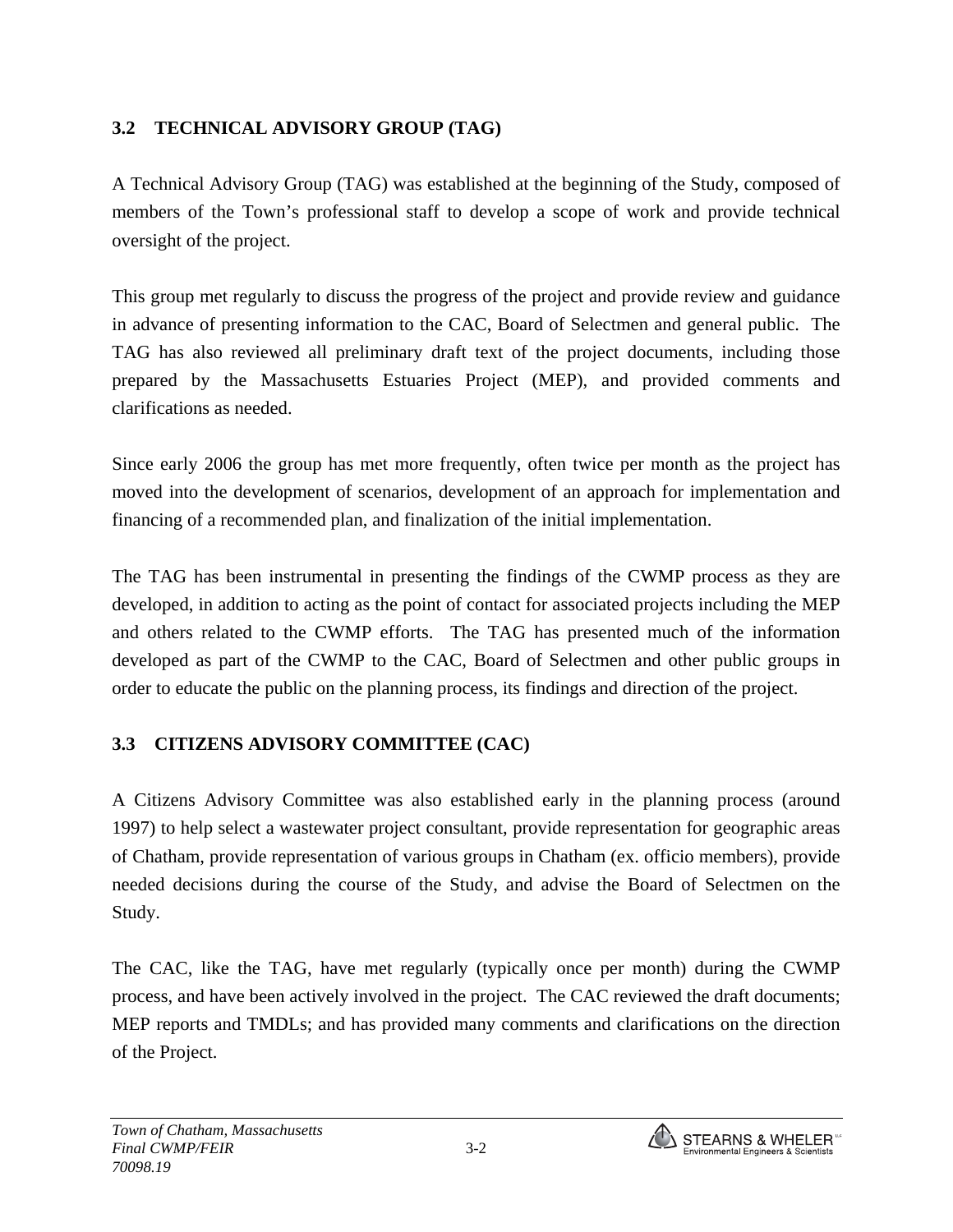## 3.2 TECHNICAL ADVISORY GROUP (TAG)

A Technical Advisory Group (TAG) was established at the beginning of the Study, composed of members of the Town's professional staff to develop a scope of work and provide technical oversight of the project.

This group met regularly to discuss the progress of the project and provide review and guidance in advance of presenting information to the CAC, Board of Selectmen and general public. The TAG has also reviewed all preliminary draft text of the project documents, including those prepared by the Massachusetts Estuaries Project (MEP), and provided comments and clarifications as needed.

Since early 2006 the group has met more frequently, often twice per month as the project has moved into the development of scenarios, development of an approach for implementation and financing of a recommended plan, and finalization of the initial implementation.

The TAG has been instrumental in presenting the findings of the CWMP process as they are developed, in addition to acting as the point of contact for associated projects including the MEP and others related to the CWMP efforts. The TAG has presented much of the information developed as part of the CWMP to the CAC, Board of Selectmen and other public groups in order to educate the public on the planning process, its findings and direction of the project.

## 3.3 CITIZENS ADVISORY COMMITTEE (CAC)

A Citizens Advisory Committee was also established early in the planning process (around 1997) to help select a wastewater project consultant, provide representation for geographic areas of Chatham, provide representation of various groups in Chatham (ex. officio members), provide needed decisions during the course of the Study, and advise the Board of Selectmen on the Study.

The CAC, like the TAG, have met regularly (typically once per month) during the CWMP process, and have been actively involved in the project. The CAC reviewed the draft documents; MEP reports and TMDLs; and has provided many comments and clarifications on the direction of the Project.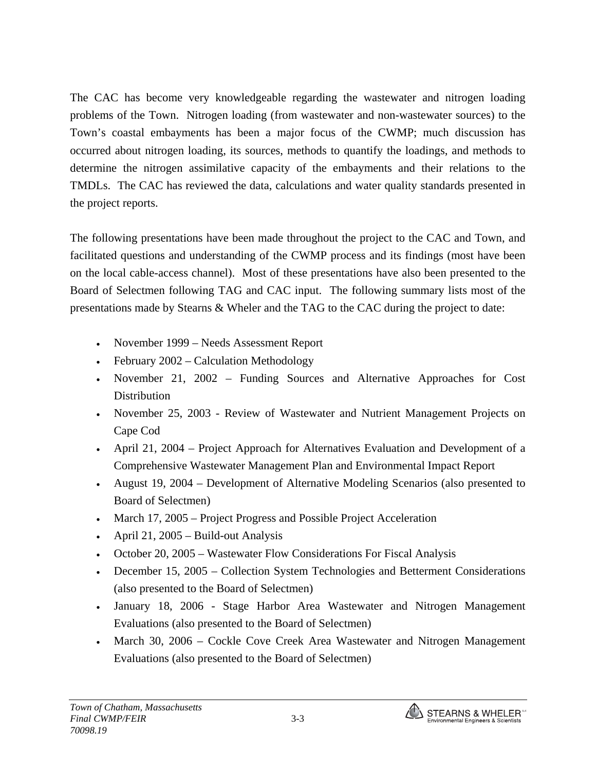The CAC has become very knowledgeable regarding the wastewater and nitrogen loading problems of the Town. Nitrogen loading (from wastewater and non-wastewater sources) to the Town's coastal embayments has been a major focus of the CWMP; much discussion has occurred about nitrogen loading, its sources, methods to quantify the loadings, and methods to determine the nitrogen assimilative capacity of the embayments and their relations to the TMDLs. The CAC has reviewed the data, calculations and water quality standards presented in the project reports.

The following presentations have been made throughout the project to the CAC and Town, and facilitated questions and understanding of the CWMP process and its findings (most have been on the local cable-access channel). Most of these presentations have also been presented to the Board of Selectmen following TAG and CAC input. The following summary lists most of the presentations made by Stearns & Wheler and the TAG to the CAC during the project to date:

- November 1999 – Needs Assessment Report
- February 2002 – Calculation Methodology
- November 21, 2002 – Funding Sources and Alternative Approaches for Cost Distribution
- November 25, 2003 - Review of Wastewater and Nutrient Management Projects on Cape Cod
- April 21, 2004 – Project Approach for Alternatives Evaluation and Development of a Comprehensive Wastewater Management Plan and Environmental Impact Report
- August 19, 2004 – Development of Alternative Modeling Scenarios (also presented to Board of Selectmen)
- March 17, 2005 – Project Progress and Possible Project Acceleration
- April 21, 2005 – Build-out Analysis
- October 20, 2005 – Wastewater Flow Considerations For Fiscal Analysis
- December 15, 2005 – Collection System Technologies and Betterment Considerations (also presented to the Board of Selectmen)
- January 18, 2006 - Stage Harbor Area Wastewater and Nitrogen Management Evaluations (also presented to the Board of Selectmen)
- March 30, 2006 – Cockle Cove Creek Area Wastewater and Nitrogen Management Evaluations (also presented to the Board of Selectmen)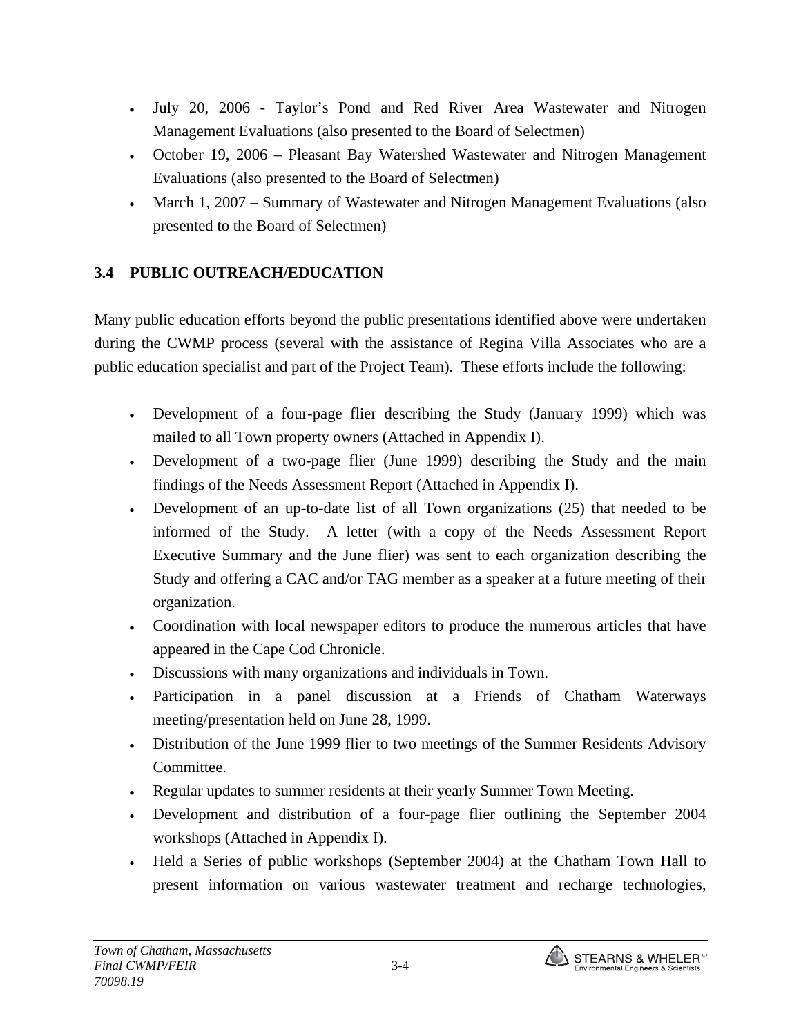- July 20, 2006 - Taylor's Pond and Red River Area Wastewater and Nitrogen Management Evaluations (also presented to the Board of Selectmen)
- October 19, 2006 – Pleasant Bay Watershed Wastewater and Nitrogen Management Evaluations (also presented to the Board of Selectmen)
- March 1, 2007 – Summary of Wastewater and Nitrogen Management Evaluations (also presented to the Board of Selectmen)

## 3.4 PUBLIC OUTREACH/EDUCATION

Many public education efforts beyond the public presentations identified above were undertaken during the CWMP process (several with the assistance of Regina Villa Associates who are a public education specialist and part of the Project Team). These efforts include the following:

- Development of a four-page flier describing the Study (January 1999) which was mailed to all Town property owners (Attached in Appendix I).
- Development of a two-page flier (June 1999) describing the Study and the main findings of the Needs Assessment Report (Attached in Appendix I).
- Development of an up-to-date list of all Town organizations (25) that needed to be informed of the Study. A letter (with a copy of the Needs Assessment Report Executive Summary and the June flier) was sent to each organization describing the Study and offering a CAC and/or TAG member as a speaker at a future meeting of their organization.
- Coordination with local newspaper editors to produce the numerous articles that have appeared in the Cape Cod Chronicle.
- Discussions with many organizations and individuals in Town.
- Participation in a panel discussion at a Friends of Chatham Waterways meeting/presentation held on June 28, 1999.
- Distribution of the June 1999 flier to two meetings of the Summer Residents Advisory Committee.
- Regular updates to summer residents at their yearly Summer Town Meeting.
- Development and distribution of a four-page flier outlining the September 2004 workshops (Attached in Appendix I).
- Held a Series of public workshops (September 2004) at the Chatham Town Hall to present information on various wastewater treatment and recharge technologies,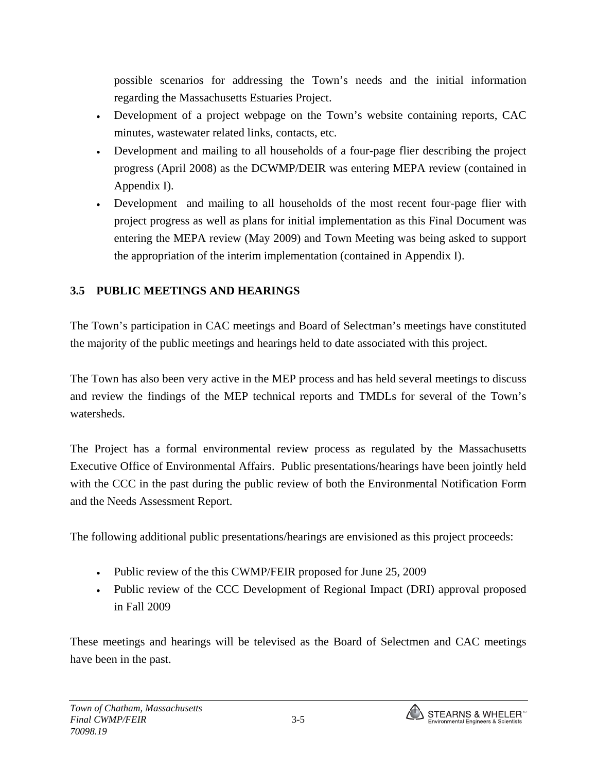possible scenarios for addressing the Town's needs and the initial information regarding the Massachusetts Estuaries Project.

- Development of a project webpage on the Town's website containing reports, CAC minutes, wastewater related links, contacts, etc.
- Development and mailing to all households of a four-page flier describing the project progress (April 2008) as the DCWMP/DEIR was entering MEPA review (contained in Appendix I).
- Development and mailing to all households of the most recent four-page flier with project progress as well as plans for initial implementation as this Final Document was entering the MEPA review (May 2009) and Town Meeting was being asked to support the appropriation of the interim implementation (contained in Appendix I).

## 3.5 PUBLIC MEETINGS AND HEARINGS

The Town's participation in CAC meetings and Board of Selectman's meetings have constituted the majority of the public meetings and hearings held to date associated with this project.

The Town has also been very active in the MEP process and has held several meetings to discuss and review the findings of the MEP technical reports and TMDLs for several of the Town's watersheds.

The Project has a formal environmental review process as regulated by the Massachusetts Executive Office of Environmental Affairs. Public presentations/hearings have been jointly held with the CCC in the past during the public review of both the Environmental Notification Form and the Needs Assessment Report.

The following additional public presentations/hearings are envisioned as this project proceeds:

- Public review of the this CWMP/FEIR proposed for June 25, 2009
- Public review of the CCC Development of Regional Impact (DRI) approval proposed in Fall 2009

These meetings and hearings will be televised as the Board of Selectmen and CAC meetings have been in the past.